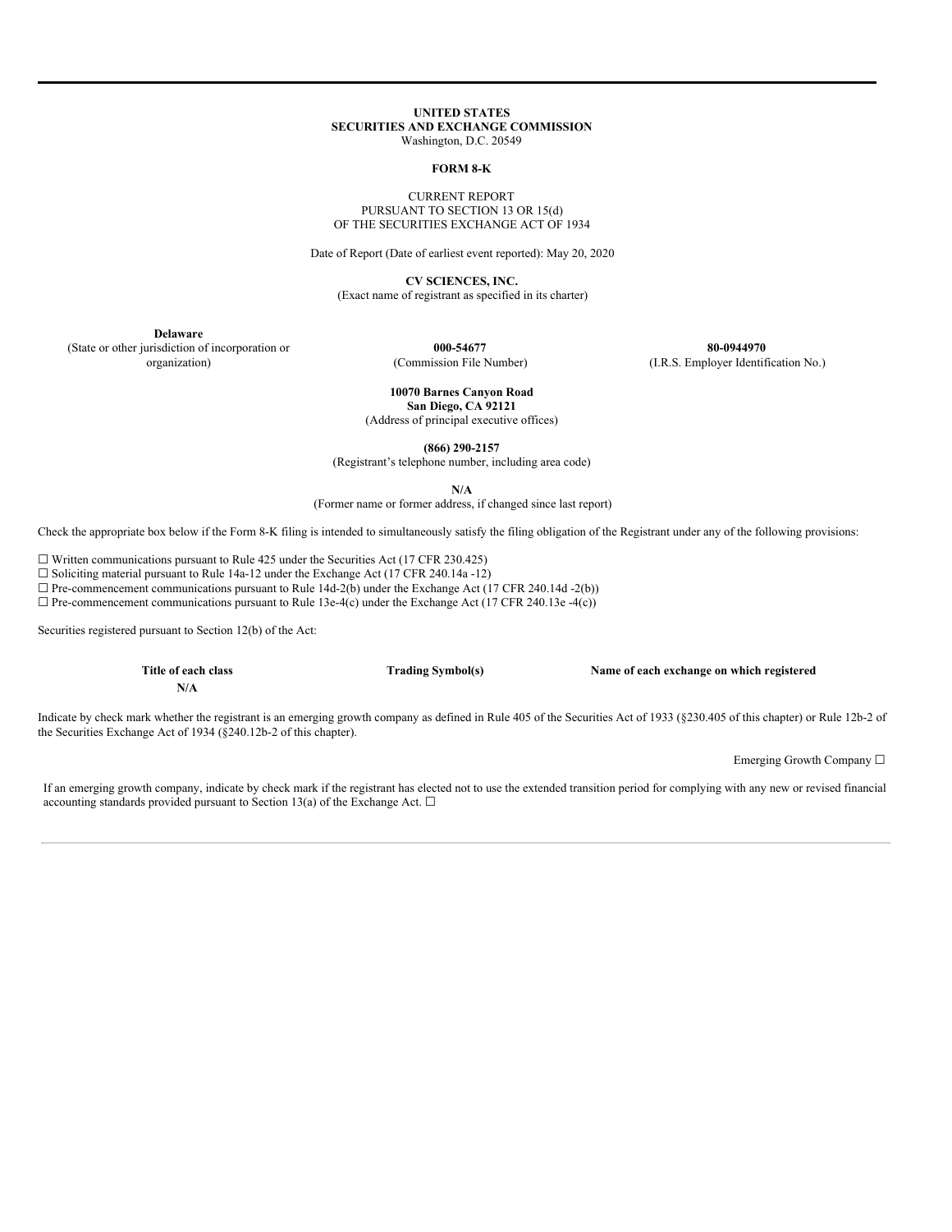**UNITED STATES**
**SECURITIES AND EXCHANGE COMMISSION**
Washington, D.C. 20549

**FORM 8-K**

CURRENT REPORT
PURSUANT TO SECTION 13 OR 15(d)
OF THE SECURITIES EXCHANGE ACT OF 1934

Date of Report (Date of earliest event reported): May 20, 2020

**CV SCIENCES, INC.**
(Exact name of registrant as specified in its charter)

| **Delaware** | **000-54677** | **80-0944970** |
|---|---|---|
| (State or other jurisdiction of incorporation or organization) | (Commission File Number) | (I.R.S. Employer Identification No.) |

**10070 Barnes Canyon Road**
**San Diego, CA 92121**
(Address of principal executive offices)

**(866) 290-2157**
(Registrant's telephone number, including area code)

**N/A**
(Former name or former address, if changed since last report)

Check the appropriate box below if the Form 8-K filing is intended to simultaneously satisfy the filing obligation of the Registrant under any of the following provisions:

☐ Written communications pursuant to Rule 425 under the Securities Act (17 CFR 230.425)
☐ Soliciting material pursuant to Rule 14a-12 under the Exchange Act (17 CFR 240.14a -12)
☐ Pre-commencement communications pursuant to Rule 14d-2(b) under the Exchange Act (17 CFR 240.14d -2(b))
☐ Pre-commencement communications pursuant to Rule 13e-4(c) under the Exchange Act (17 CFR 240.13e -4(c))

Securities registered pursuant to Section 12(b) of the Act:

| **Title of each class** | **Trading Symbol(s)** | **Name of each exchange on which registered** |
|---|---|---|
| **N/A** | | |

Indicate by check mark whether the registrant is an emerging growth company as defined in Rule 405 of the Securities Act of 1933 (§230.405 of this chapter) or Rule 12b-2 of the Securities Exchange Act of 1934 (§240.12b-2 of this chapter).

Emerging Growth Company ☐

If an emerging growth company, indicate by check mark if the registrant has elected not to use the extended transition period for complying with any new or revised financial accounting standards provided pursuant to Section 13(a) of the Exchange Act. ☐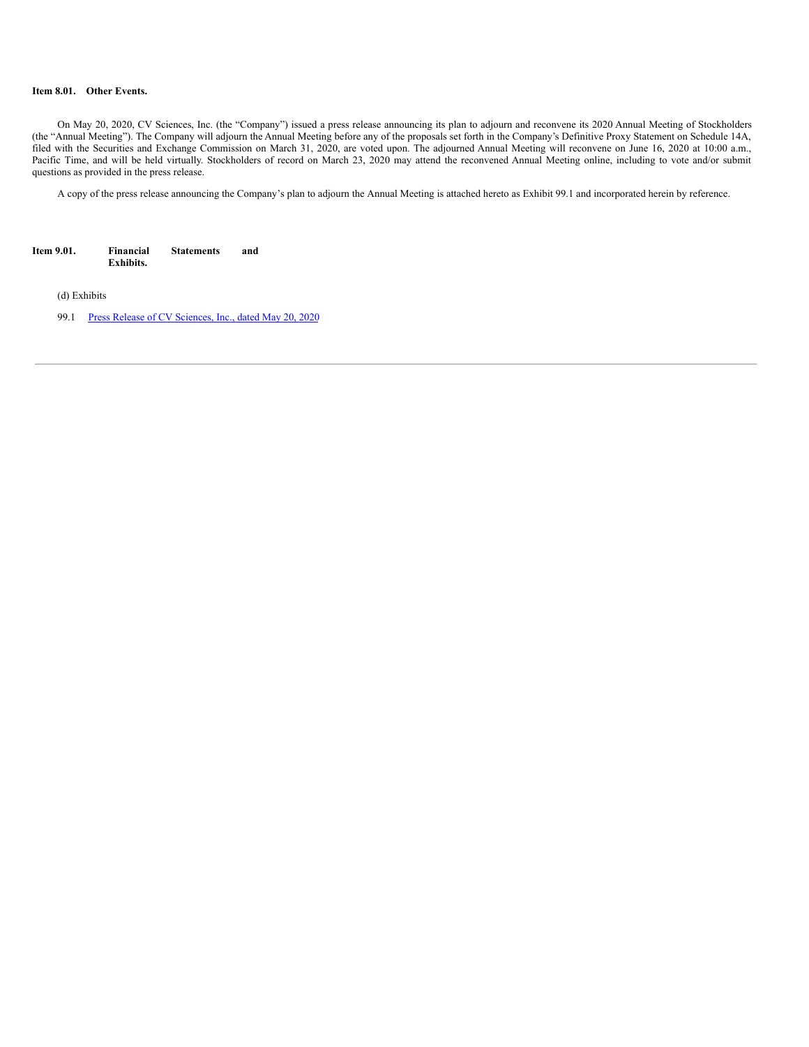**Item 8.01. Other Events.**

On May 20, 2020, CV Sciences, Inc. (the "Company") issued a press release announcing its plan to adjourn and reconvene its 2020 Annual Meeting of Stockholders (the "Annual Meeting"). The Company will adjourn the Annual Meeting before any of the proposals set forth in the Company's Definitive Proxy Statement on Schedule 14A, filed with the Securities and Exchange Commission on March 31, 2020, are voted upon. The adjourned Annual Meeting will reconvene on June 16, 2020 at 10:00 a.m., Pacific Time, and will be held virtually. Stockholders of record on March 23, 2020 may attend the reconvened Annual Meeting online, including to vote and/or submit questions as provided in the press release.

A copy of the press release announcing the Company's plan to adjourn the Annual Meeting is attached hereto as Exhibit 99.1 and incorporated herein by reference.

**Item 9.01. Financial Statements and Exhibits.**

(d) Exhibits

99.1 Press Release of CV Sciences, Inc., dated May 20, 2020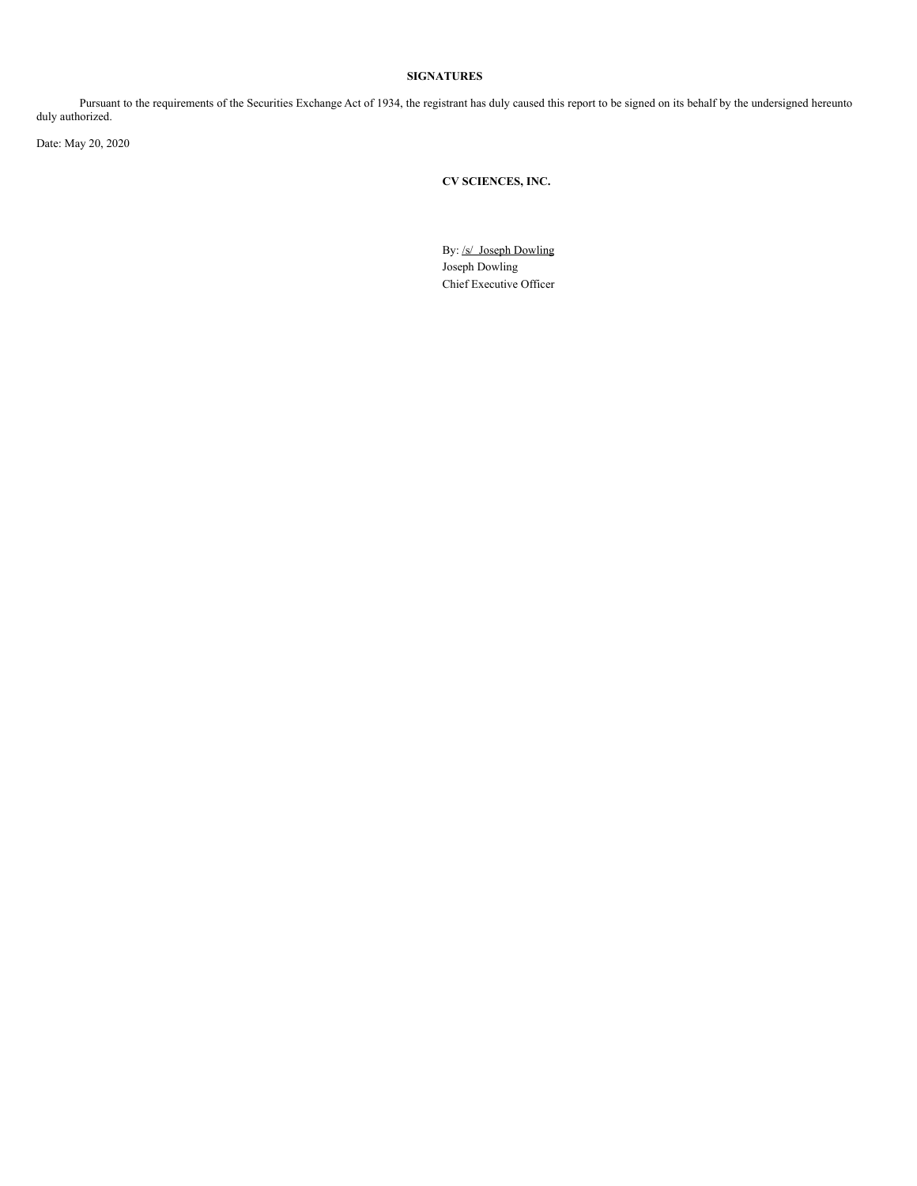**SIGNATURES**

Pursuant to the requirements of the Securities Exchange Act of 1934, the registrant has duly caused this report to be signed on its behalf by the undersigned hereunto duly authorized.

Date: May 20, 2020

**CV SCIENCES, INC.**

By: /s/ Joseph Dowling
Joseph Dowling
Chief Executive Officer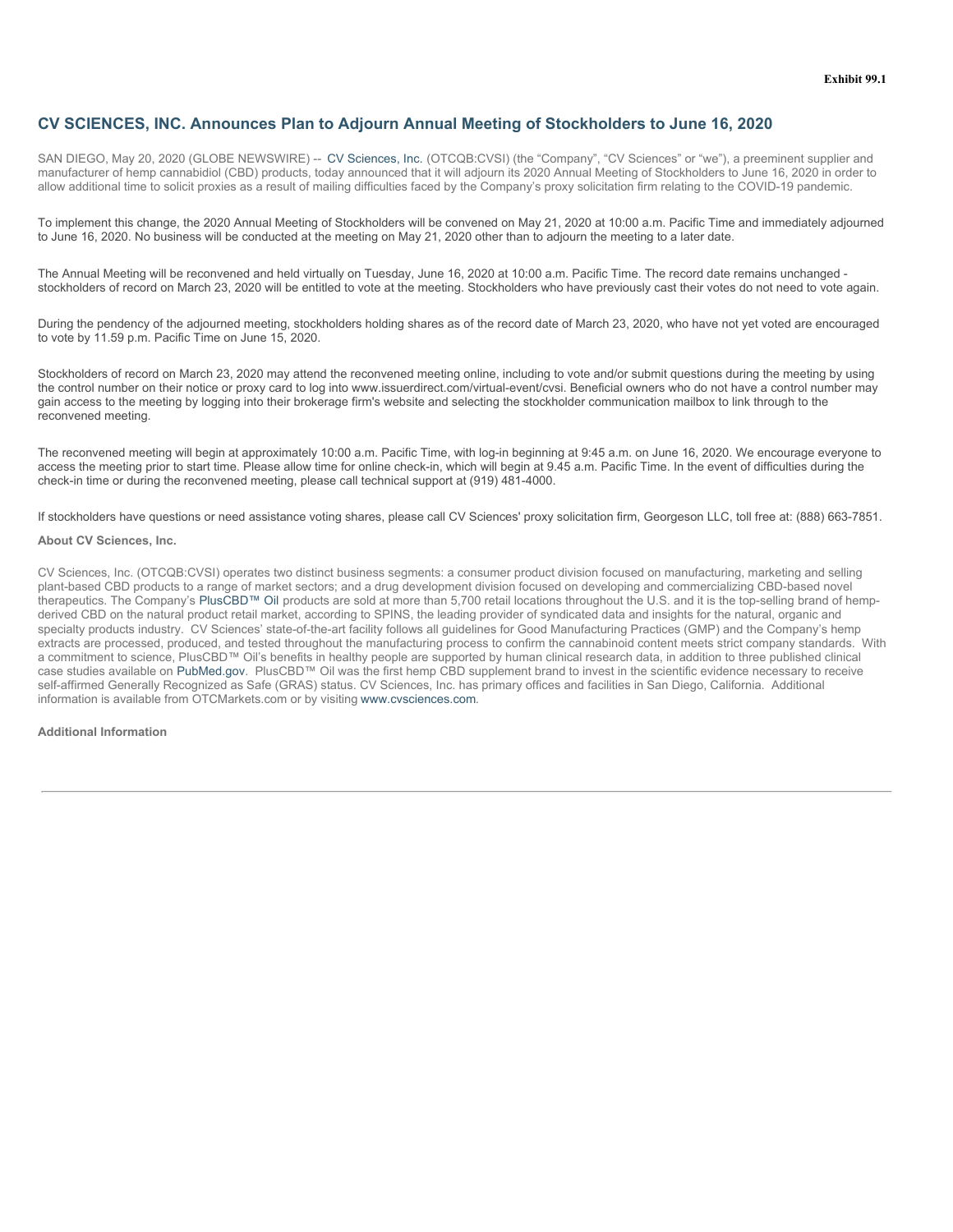**Exhibit 99.1**

## CV SCIENCES, INC. Announces Plan to Adjourn Annual Meeting of Stockholders to June 16, 2020

SAN DIEGO, May 20, 2020 (GLOBE NEWSWIRE) -- CV Sciences, Inc. (OTCQB:CVSI) (the "Company", "CV Sciences" or "we"), a preeminent supplier and manufacturer of hemp cannabidiol (CBD) products, today announced that it will adjourn its 2020 Annual Meeting of Stockholders to June 16, 2020 in order to allow additional time to solicit proxies as a result of mailing difficulties faced by the Company's proxy solicitation firm relating to the COVID-19 pandemic.

To implement this change, the 2020 Annual Meeting of Stockholders will be convened on May 21, 2020 at 10:00 a.m. Pacific Time and immediately adjourned to June 16, 2020. No business will be conducted at the meeting on May 21, 2020 other than to adjourn the meeting to a later date.

The Annual Meeting will be reconvened and held virtually on Tuesday, June 16, 2020 at 10:00 a.m. Pacific Time. The record date remains unchanged - stockholders of record on March 23, 2020 will be entitled to vote at the meeting. Stockholders who have previously cast their votes do not need to vote again.

During the pendency of the adjourned meeting, stockholders holding shares as of the record date of March 23, 2020, who have not yet voted are encouraged to vote by 11.59 p.m. Pacific Time on June 15, 2020.

Stockholders of record on March 23, 2020 may attend the reconvened meeting online, including to vote and/or submit questions during the meeting by using the control number on their notice or proxy card to log into www.issuerdirect.com/virtual-event/cvsi. Beneficial owners who do not have a control number may gain access to the meeting by logging into their brokerage firm's website and selecting the stockholder communication mailbox to link through to the reconvened meeting.

The reconvened meeting will begin at approximately 10:00 a.m. Pacific Time, with log-in beginning at 9:45 a.m. on June 16, 2020. We encourage everyone to access the meeting prior to start time. Please allow time for online check-in, which will begin at 9.45 a.m. Pacific Time. In the event of difficulties during the check-in time or during the reconvened meeting, please call technical support at (919) 481-4000.

If stockholders have questions or need assistance voting shares, please call CV Sciences' proxy solicitation firm, Georgeson LLC, toll free at: (888) 663-7851.

**About CV Sciences, Inc.**

CV Sciences, Inc. (OTCQB:CVSI) operates two distinct business segments: a consumer product division focused on manufacturing, marketing and selling plant-based CBD products to a range of market sectors; and a drug development division focused on developing and commercializing CBD-based novel therapeutics. The Company's PlusCBD™ Oil products are sold at more than 5,700 retail locations throughout the U.S. and it is the top-selling brand of hemp-derived CBD on the natural product retail market, according to SPINS, the leading provider of syndicated data and insights for the natural, organic and specialty products industry. CV Sciences' state-of-the-art facility follows all guidelines for Good Manufacturing Practices (GMP) and the Company's hemp extracts are processed, produced, and tested throughout the manufacturing process to confirm the cannabinoid content meets strict company standards. With a commitment to science, PlusCBD™ Oil's benefits in healthy people are supported by human clinical research data, in addition to three published clinical case studies available on PubMed.gov. PlusCBD™ Oil was the first hemp CBD supplement brand to invest in the scientific evidence necessary to receive self-affirmed Generally Recognized as Safe (GRAS) status. CV Sciences, Inc. has primary offices and facilities in San Diego, California. Additional information is available from OTCMarkets.com or by visiting www.cvsciences.com.

**Additional Information**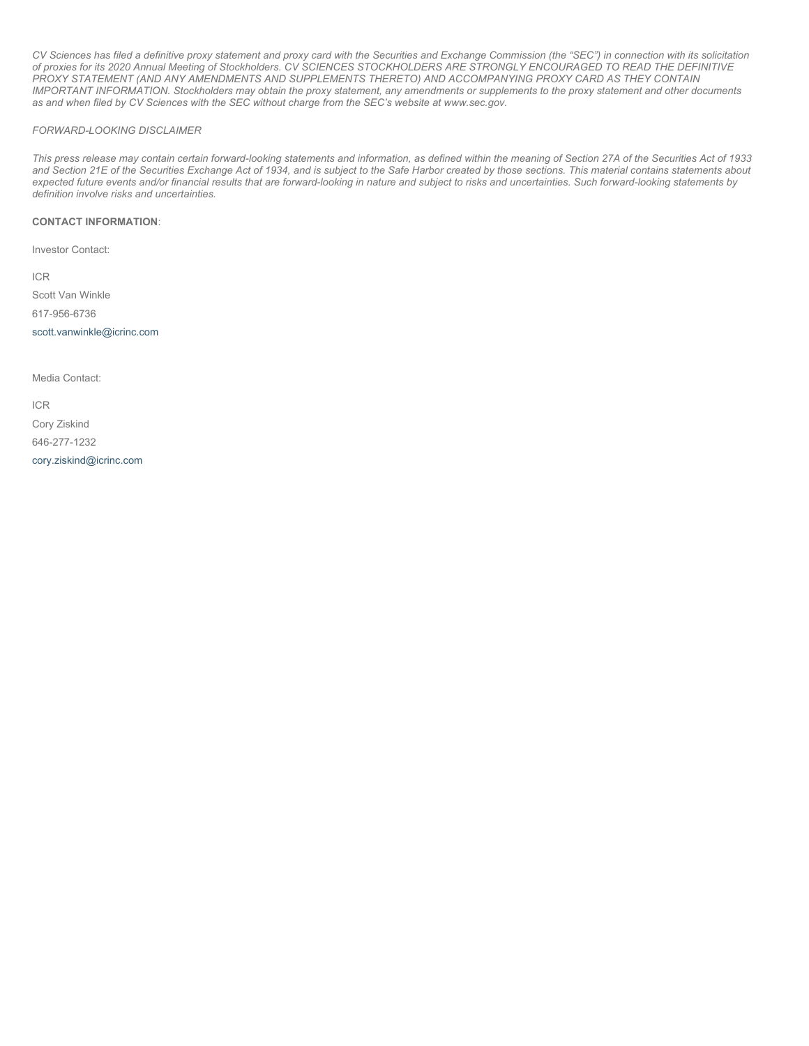*CV Sciences has filed a definitive proxy statement and proxy card with the Securities and Exchange Commission (the "SEC") in connection with its solicitation of proxies for its 2020 Annual Meeting of Stockholders. CV SCIENCES STOCKHOLDERS ARE STRONGLY ENCOURAGED TO READ THE DEFINITIVE PROXY STATEMENT (AND ANY AMENDMENTS AND SUPPLEMENTS THERETO) AND ACCOMPANYING PROXY CARD AS THEY CONTAIN IMPORTANT INFORMATION. Stockholders may obtain the proxy statement, any amendments or supplements to the proxy statement and other documents as and when filed by CV Sciences with the SEC without charge from the SEC's website at www.sec.gov.*

*FORWARD-LOOKING DISCLAIMER*

*This press release may contain certain forward-looking statements and information, as defined within the meaning of Section 27A of the Securities Act of 1933 and Section 21E of the Securities Exchange Act of 1934, and is subject to the Safe Harbor created by those sections. This material contains statements about expected future events and/or financial results that are forward-looking in nature and subject to risks and uncertainties. Such forward-looking statements by definition involve risks and uncertainties.*

**CONTACT INFORMATION**:

Investor Contact:

ICR

Scott Van Winkle

617-956-6736

scott.vanwinkle@icrinc.com

Media Contact:

ICR

Cory Ziskind

646-277-1232

cory.ziskind@icrinc.com